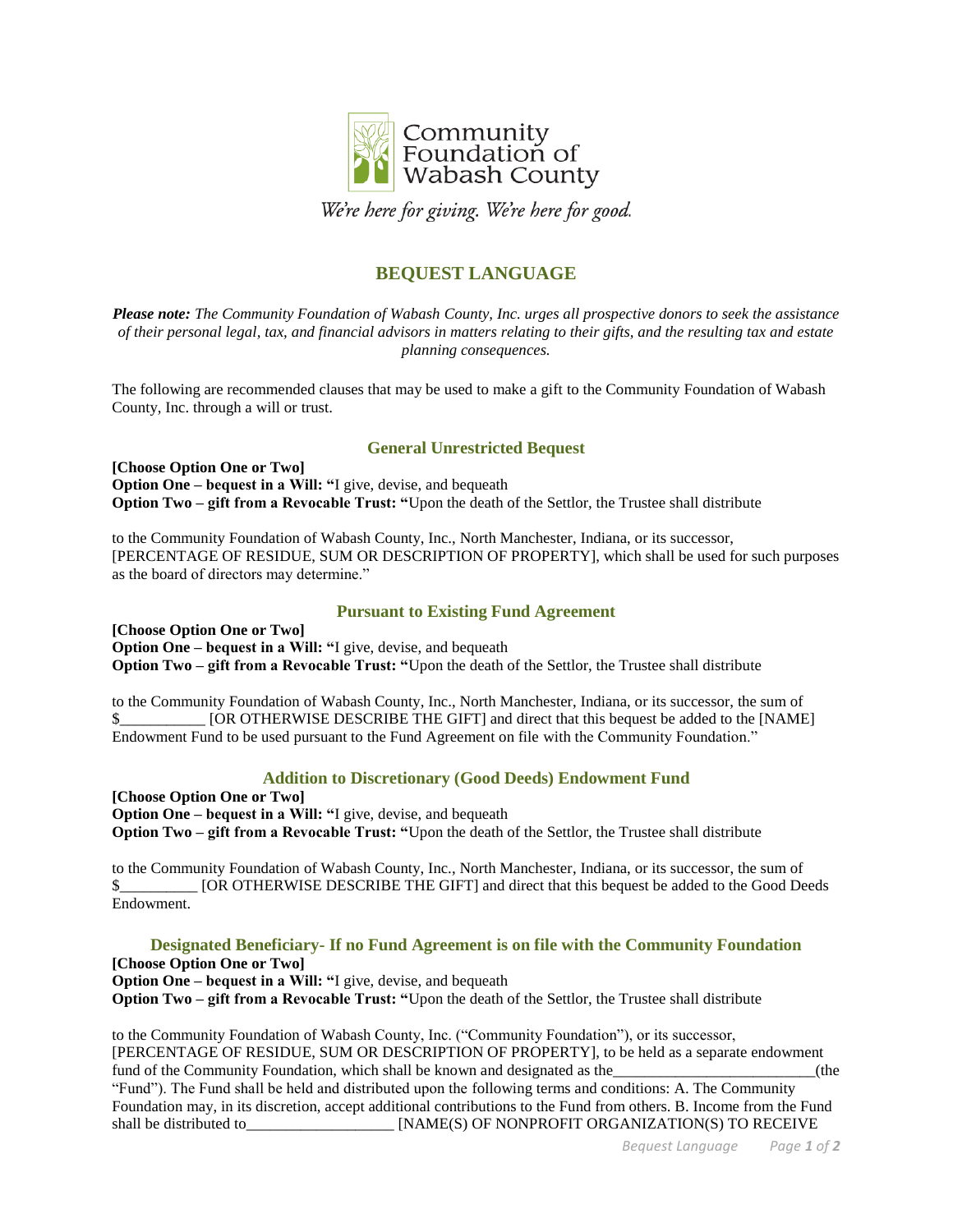Community Foundation of Wabash County

*We're here for giving. We're here for good.*

# BEQUEST LANGUAGE

***Please note:*** *The Community Foundation of Wabash County, Inc. urges all prospective donors to seek the assistance of their personal legal, tax, and financial advisors in matters relating to their gifts, and the resulting tax and estate planning consequences.*

The following are recommended clauses that may be used to make a gift to the Community Foundation of Wabash County, Inc. through a will or trust.

## General Unrestricted Bequest

**[Choose Option One or Two]**
**Option One – bequest in a Will: "**I give, devise, and bequeath
**Option Two – gift from a Revocable Trust: "**Upon the death of the Settlor, the Trustee shall distribute

to the Community Foundation of Wabash County, Inc., North Manchester, Indiana, or its successor, [PERCENTAGE OF RESIDUE, SUM OR DESCRIPTION OF PROPERTY], which shall be used for such purposes as the board of directors may determine."

## Pursuant to Existing Fund Agreement

**[Choose Option One or Two]**
**Option One – bequest in a Will: "**I give, devise, and bequeath
**Option Two – gift from a Revocable Trust: "**Upon the death of the Settlor, the Trustee shall distribute

to the Community Foundation of Wabash County, Inc., North Manchester, Indiana, or its successor, the sum of $___________ [OR OTHERWISE DESCRIBE THE GIFT] and direct that this bequest be added to the [NAME] Endowment Fund to be used pursuant to the Fund Agreement on file with the Community Foundation."

## Addition to Discretionary (Good Deeds) Endowment Fund

**[Choose Option One or Two]**
**Option One – bequest in a Will: "**I give, devise, and bequeath
**Option Two – gift from a Revocable Trust: "**Upon the death of the Settlor, the Trustee shall distribute

to the Community Foundation of Wabash County, Inc., North Manchester, Indiana, or its successor, the sum of $__________ [OR OTHERWISE DESCRIBE THE GIFT] and direct that this bequest be added to the Good Deeds Endowment.

## Designated Beneficiary- If no Fund Agreement is on file with the Community Foundation

**[Choose Option One or Two]**
**Option One – bequest in a Will: "**I give, devise, and bequeath
**Option Two – gift from a Revocable Trust: "**Upon the death of the Settlor, the Trustee shall distribute

to the Community Foundation of Wabash County, Inc. ("Community Foundation"), or its successor, [PERCENTAGE OF RESIDUE, SUM OR DESCRIPTION OF PROPERTY], to be held as a separate endowment fund of the Community Foundation, which shall be known and designated as the__________________________(the "Fund"). The Fund shall be held and distributed upon the following terms and conditions: A. The Community Foundation may, in its discretion, accept additional contributions to the Fund from others. B. Income from the Fund shall be distributed to___________________ [NAME(S) OF NONPROFIT ORGANIZATION(S) TO RECEIVE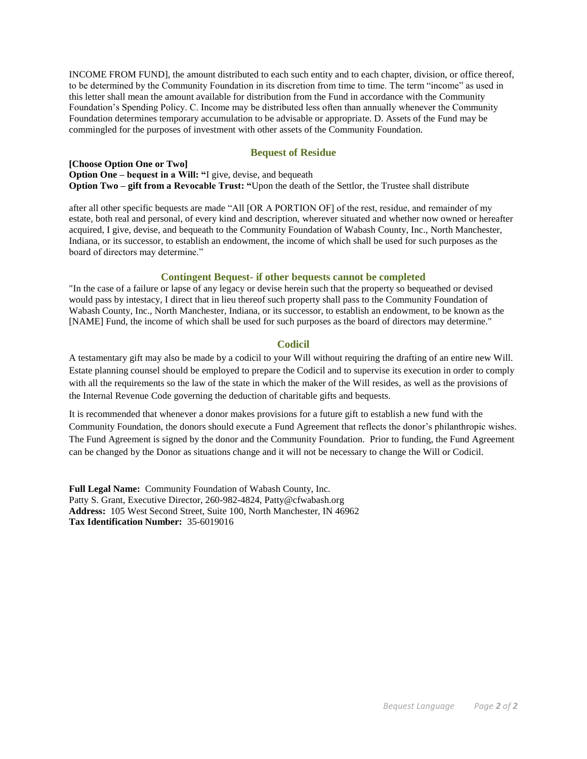INCOME FROM FUND], the amount distributed to each such entity and to each chapter, division, or office thereof, to be determined by the Community Foundation in its discretion from time to time. The term "income" as used in this letter shall mean the amount available for distribution from the Fund in accordance with the Community Foundation's Spending Policy. C. Income may be distributed less often than annually whenever the Community Foundation determines temporary accumulation to be advisable or appropriate. D. Assets of the Fund may be commingled for the purposes of investment with other assets of the Community Foundation.

## Bequest of Residue

**[Choose Option One or Two]**
**Option One – bequest in a Will: "**I give, devise, and bequeath
**Option Two – gift from a Revocable Trust: "**Upon the death of the Settlor, the Trustee shall distribute

after all other specific bequests are made "All [OR A PORTION OF] of the rest, residue, and remainder of my estate, both real and personal, of every kind and description, wherever situated and whether now owned or hereafter acquired, I give, devise, and bequeath to the Community Foundation of Wabash County, Inc., North Manchester, Indiana, or its successor, to establish an endowment, the income of which shall be used for such purposes as the board of directors may determine."

## Contingent Bequest- if other bequests cannot be completed

"In the case of a failure or lapse of any legacy or devise herein such that the property so bequeathed or devised would pass by intestacy, I direct that in lieu thereof such property shall pass to the Community Foundation of Wabash County, Inc., North Manchester, Indiana, or its successor, to establish an endowment, to be known as the [NAME] Fund, the income of which shall be used for such purposes as the board of directors may determine."

## Codicil

A testamentary gift may also be made by a codicil to your Will without requiring the drafting of an entire new Will. Estate planning counsel should be employed to prepare the Codicil and to supervise its execution in order to comply with all the requirements so the law of the state in which the maker of the Will resides, as well as the provisions of the Internal Revenue Code governing the deduction of charitable gifts and bequests.

It is recommended that whenever a donor makes provisions for a future gift to establish a new fund with the Community Foundation, the donors should execute a Fund Agreement that reflects the donor's philanthropic wishes. The Fund Agreement is signed by the donor and the Community Foundation. Prior to funding, the Fund Agreement can be changed by the Donor as situations change and it will not be necessary to change the Will or Codicil.

**Full Legal Name:** Community Foundation of Wabash County, Inc.
Patty S. Grant, Executive Director, 260-982-4824, Patty@cfwabash.org
**Address:** 105 West Second Street, Suite 100, North Manchester, IN 46962
**Tax Identification Number:** 35-6019016